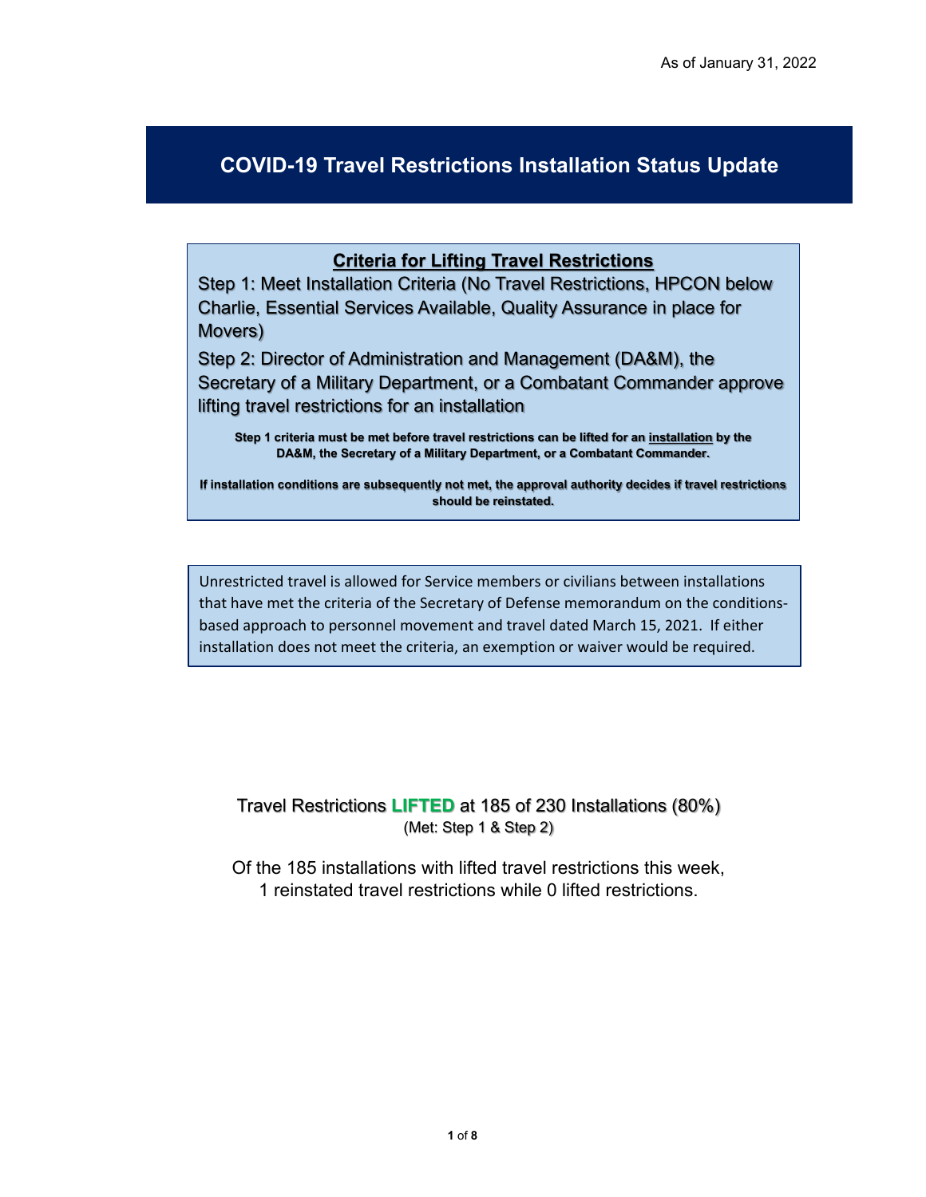As of January 31, 2022

# COVID-19 Travel Restrictions Installation Status Update

## Criteria for Lifting Travel Restrictions

Step 1: Meet Installation Criteria (No Travel Restrictions, HPCON below Charlie, Essential Services Available, Quality Assurance in place for Movers)

Step 2: Director of Administration and Management (DA&M), the Secretary of a Military Department, or a Combatant Commander approve lifting travel restrictions for an installation

**Step 1 criteria must be met before travel restrictions can be lifted for an installation by the DA&M, the Secretary of a Military Department, or a Combatant Commander.**

**If installation conditions are subsequently not met, the approval authority decides if travel restrictions should be reinstated.**

Unrestricted travel is allowed for Service members or civilians between installations that have met the criteria of the Secretary of Defense memorandum on the conditions-based approach to personnel movement and travel dated March 15, 2021. If either installation does not meet the criteria, an exemption or waiver would be required.

Travel Restrictions **LIFTED** at 185 of 230 Installations (80%)
(Met: Step 1 & Step 2)

Of the 185 installations with lifted travel restrictions this week, 1 reinstated travel restrictions while 0 lifted restrictions.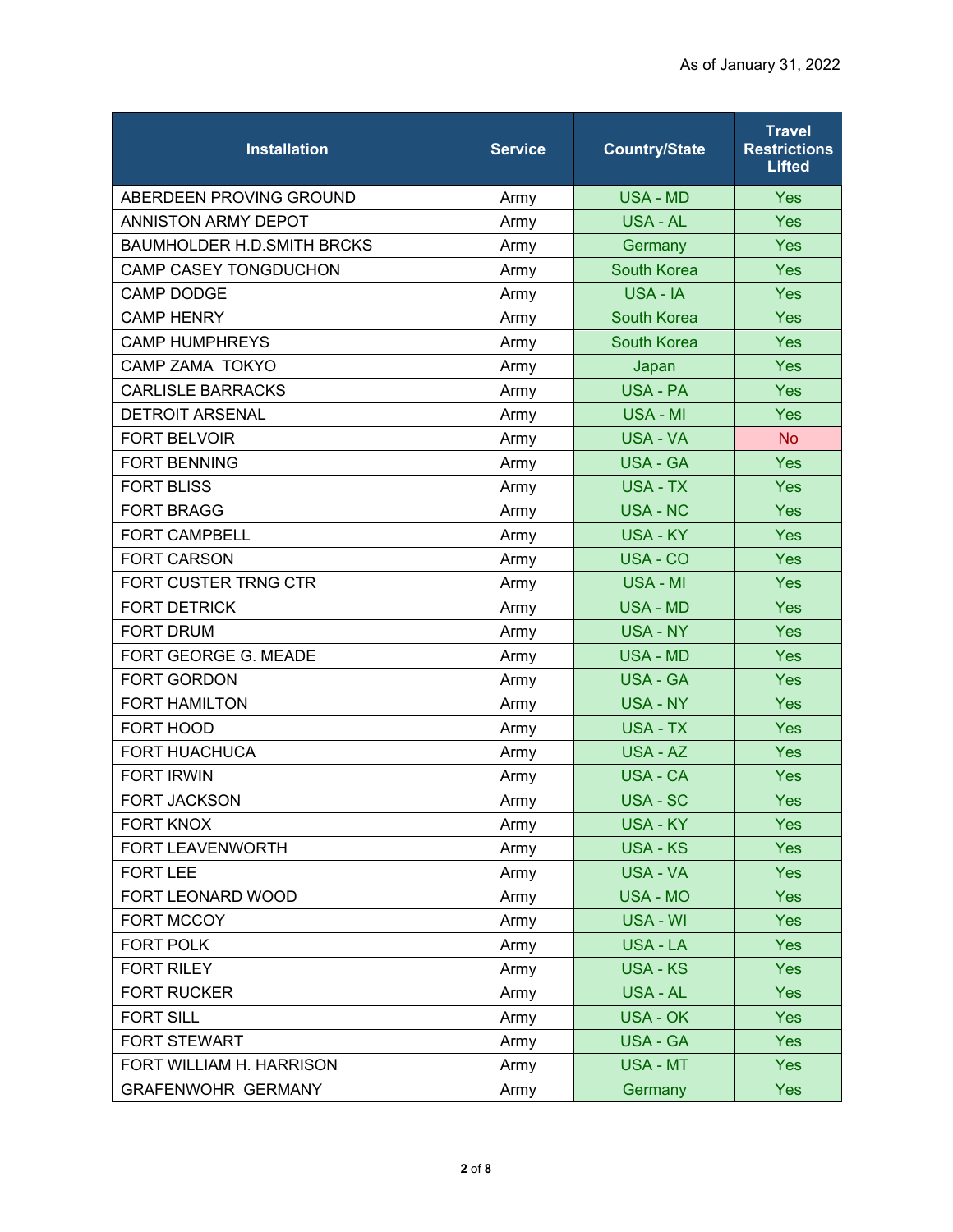As of January 31, 2022

| Installation | Service | Country/State | Travel Restrictions Lifted |
|---|---|---|---|
| ABERDEEN PROVING GROUND | Army | USA - MD | Yes |
| ANNISTON ARMY DEPOT | Army | USA - AL | Yes |
| BAUMHOLDER H.D.SMITH BRCKS | Army | Germany | Yes |
| CAMP CASEY TONGDUCHON | Army | South Korea | Yes |
| CAMP DODGE | Army | USA - IA | Yes |
| CAMP HENRY | Army | South Korea | Yes |
| CAMP HUMPHREYS | Army | South Korea | Yes |
| CAMP ZAMA TOKYO | Army | Japan | Yes |
| CARLISLE BARRACKS | Army | USA - PA | Yes |
| DETROIT ARSENAL | Army | USA - MI | Yes |
| FORT BELVOIR | Army | USA - VA | No |
| FORT BENNING | Army | USA - GA | Yes |
| FORT BLISS | Army | USA - TX | Yes |
| FORT BRAGG | Army | USA - NC | Yes |
| FORT CAMPBELL | Army | USA - KY | Yes |
| FORT CARSON | Army | USA - CO | Yes |
| FORT CUSTER TRNG CTR | Army | USA - MI | Yes |
| FORT DETRICK | Army | USA - MD | Yes |
| FORT DRUM | Army | USA - NY | Yes |
| FORT GEORGE G. MEADE | Army | USA - MD | Yes |
| FORT GORDON | Army | USA - GA | Yes |
| FORT HAMILTON | Army | USA - NY | Yes |
| FORT HOOD | Army | USA - TX | Yes |
| FORT HUACHUCA | Army | USA - AZ | Yes |
| FORT IRWIN | Army | USA - CA | Yes |
| FORT JACKSON | Army | USA - SC | Yes |
| FORT KNOX | Army | USA - KY | Yes |
| FORT LEAVENWORTH | Army | USA - KS | Yes |
| FORT LEE | Army | USA - VA | Yes |
| FORT LEONARD WOOD | Army | USA - MO | Yes |
| FORT MCCOY | Army | USA - WI | Yes |
| FORT POLK | Army | USA - LA | Yes |
| FORT RILEY | Army | USA - KS | Yes |
| FORT RUCKER | Army | USA - AL | Yes |
| FORT SILL | Army | USA - OK | Yes |
| FORT STEWART | Army | USA - GA | Yes |
| FORT WILLIAM H. HARRISON | Army | USA - MT | Yes |
| GRAFENWOHR GERMANY | Army | Germany | Yes |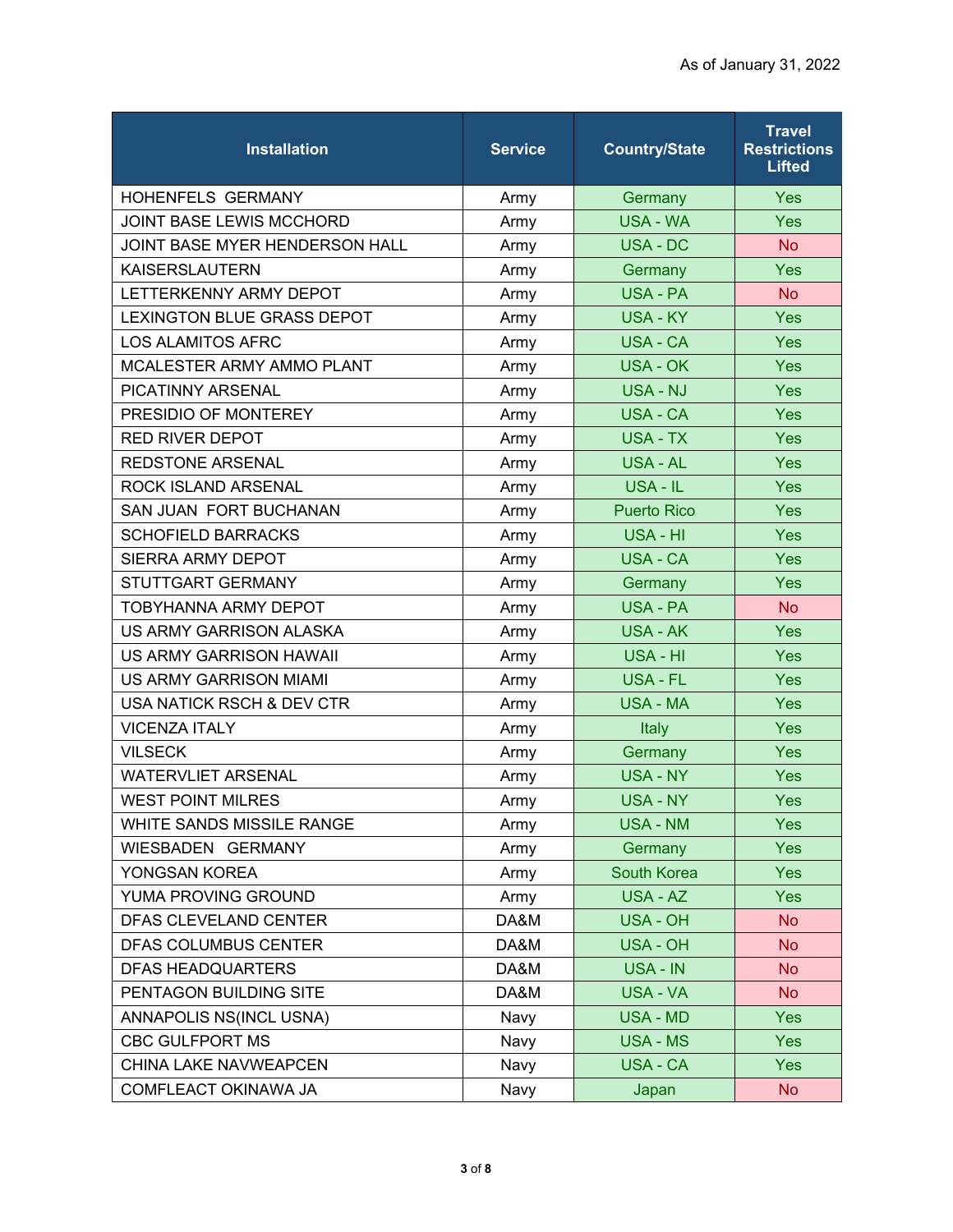As of January 31, 2022

| Installation | Service | Country/State | Travel Restrictions Lifted |
|---|---|---|---|
| HOHENFELS GERMANY | Army | Germany | Yes |
| JOINT BASE LEWIS MCCHORD | Army | USA - WA | Yes |
| JOINT BASE MYER HENDERSON HALL | Army | USA - DC | No |
| KAISERSLAUTERN | Army | Germany | Yes |
| LETTERKENNY ARMY DEPOT | Army | USA - PA | No |
| LEXINGTON BLUE GRASS DEPOT | Army | USA - KY | Yes |
| LOS ALAMITOS AFRC | Army | USA - CA | Yes |
| MCALESTER ARMY AMMO PLANT | Army | USA - OK | Yes |
| PICATINNY ARSENAL | Army | USA - NJ | Yes |
| PRESIDIO OF MONTEREY | Army | USA - CA | Yes |
| RED RIVER DEPOT | Army | USA - TX | Yes |
| REDSTONE ARSENAL | Army | USA - AL | Yes |
| ROCK ISLAND ARSENAL | Army | USA - IL | Yes |
| SAN JUAN FORT BUCHANAN | Army | Puerto Rico | Yes |
| SCHOFIELD BARRACKS | Army | USA - HI | Yes |
| SIERRA ARMY DEPOT | Army | USA - CA | Yes |
| STUTTGART GERMANY | Army | Germany | Yes |
| TOBYHANNA ARMY DEPOT | Army | USA - PA | No |
| US ARMY GARRISON ALASKA | Army | USA - AK | Yes |
| US ARMY GARRISON HAWAII | Army | USA - HI | Yes |
| US ARMY GARRISON MIAMI | Army | USA - FL | Yes |
| USA NATICK RSCH & DEV CTR | Army | USA - MA | Yes |
| VICENZA ITALY | Army | Italy | Yes |
| VILSECK | Army | Germany | Yes |
| WATERVLIET ARSENAL | Army | USA - NY | Yes |
| WEST POINT MILRES | Army | USA - NY | Yes |
| WHITE SANDS MISSILE RANGE | Army | USA - NM | Yes |
| WIESBADEN GERMANY | Army | Germany | Yes |
| YONGSAN KOREA | Army | South Korea | Yes |
| YUMA PROVING GROUND | Army | USA - AZ | Yes |
| DFAS CLEVELAND CENTER | DA&M | USA - OH | No |
| DFAS COLUMBUS CENTER | DA&M | USA - OH | No |
| DFAS HEADQUARTERS | DA&M | USA - IN | No |
| PENTAGON BUILDING SITE | DA&M | USA - VA | No |
| ANNAPOLIS NS(INCL USNA) | Navy | USA - MD | Yes |
| CBC GULFPORT MS | Navy | USA - MS | Yes |
| CHINA LAKE NAVWEAPCEN | Navy | USA - CA | Yes |
| COMFLEACT OKINAWA JA | Navy | Japan | No |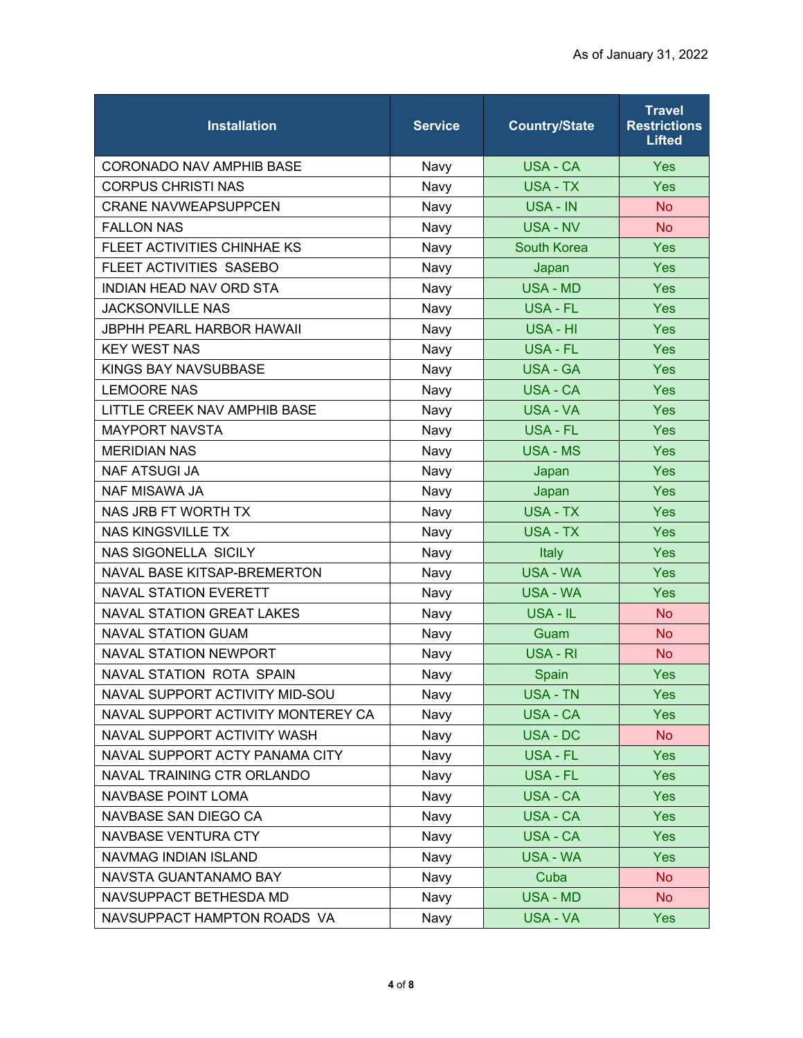As of January 31, 2022

| Installation | Service | Country/State | Travel Restrictions Lifted |
|---|---|---|---|
| CORONADO NAV AMPHIB BASE | Navy | USA - CA | Yes |
| CORPUS CHRISTI NAS | Navy | USA - TX | Yes |
| CRANE NAVWEAPSUPPCEN | Navy | USA - IN | No |
| FALLON NAS | Navy | USA - NV | No |
| FLEET ACTIVITIES CHINHAE KS | Navy | South Korea | Yes |
| FLEET ACTIVITIES SASEBO | Navy | Japan | Yes |
| INDIAN HEAD NAV ORD STA | Navy | USA - MD | Yes |
| JACKSONVILLE NAS | Navy | USA - FL | Yes |
| JBPHH PEARL HARBOR HAWAII | Navy | USA - HI | Yes |
| KEY WEST NAS | Navy | USA - FL | Yes |
| KINGS BAY NAVSUBBASE | Navy | USA - GA | Yes |
| LEMOORE NAS | Navy | USA - CA | Yes |
| LITTLE CREEK NAV AMPHIB BASE | Navy | USA - VA | Yes |
| MAYPORT NAVSTA | Navy | USA - FL | Yes |
| MERIDIAN NAS | Navy | USA - MS | Yes |
| NAF ATSUGI JA | Navy | Japan | Yes |
| NAF MISAWA JA | Navy | Japan | Yes |
| NAS JRB FT WORTH TX | Navy | USA - TX | Yes |
| NAS KINGSVILLE TX | Navy | USA - TX | Yes |
| NAS SIGONELLA SICILY | Navy | Italy | Yes |
| NAVAL BASE KITSAP-BREMERTON | Navy | USA - WA | Yes |
| NAVAL STATION EVERETT | Navy | USA - WA | Yes |
| NAVAL STATION GREAT LAKES | Navy | USA - IL | No |
| NAVAL STATION GUAM | Navy | Guam | No |
| NAVAL STATION NEWPORT | Navy | USA - RI | No |
| NAVAL STATION ROTA SPAIN | Navy | Spain | Yes |
| NAVAL SUPPORT ACTIVITY MID-SOU | Navy | USA - TN | Yes |
| NAVAL SUPPORT ACTIVITY MONTEREY CA | Navy | USA - CA | Yes |
| NAVAL SUPPORT ACTIVITY WASH | Navy | USA - DC | No |
| NAVAL SUPPORT ACTY PANAMA CITY | Navy | USA - FL | Yes |
| NAVAL TRAINING CTR ORLANDO | Navy | USA - FL | Yes |
| NAVBASE POINT LOMA | Navy | USA - CA | Yes |
| NAVBASE SAN DIEGO CA | Navy | USA - CA | Yes |
| NAVBASE VENTURA CTY | Navy | USA - CA | Yes |
| NAVMAG INDIAN ISLAND | Navy | USA - WA | Yes |
| NAVSTA GUANTANAMO BAY | Navy | Cuba | No |
| NAVSUPPACT BETHESDA MD | Navy | USA - MD | No |
| NAVSUPPACT HAMPTON ROADS VA | Navy | USA - VA | Yes |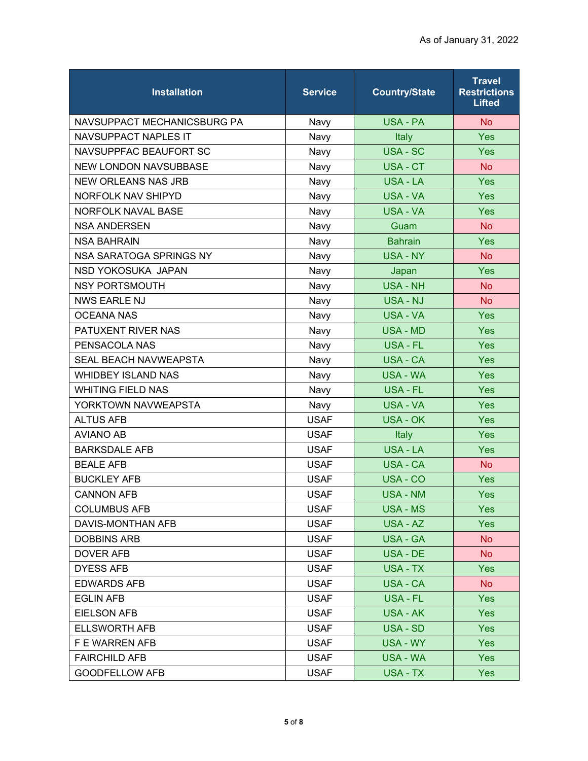As of January 31, 2022

| Installation | Service | Country/State | Travel Restrictions Lifted |
|---|---|---|---|
| NAVSUPPACT MECHANICSBURG PA | Navy | USA - PA | No |
| NAVSUPPACT NAPLES IT | Navy | Italy | Yes |
| NAVSUPPFAC BEAUFORT SC | Navy | USA - SC | Yes |
| NEW LONDON NAVSUBBASE | Navy | USA - CT | No |
| NEW ORLEANS NAS JRB | Navy | USA - LA | Yes |
| NORFOLK NAV SHIPYD | Navy | USA - VA | Yes |
| NORFOLK NAVAL BASE | Navy | USA - VA | Yes |
| NSA ANDERSEN | Navy | Guam | No |
| NSA BAHRAIN | Navy | Bahrain | Yes |
| NSA SARATOGA SPRINGS NY | Navy | USA - NY | No |
| NSD YOKOSUKA JAPAN | Navy | Japan | Yes |
| NSY PORTSMOUTH | Navy | USA - NH | No |
| NWS EARLE NJ | Navy | USA - NJ | No |
| OCEANA NAS | Navy | USA - VA | Yes |
| PATUXENT RIVER NAS | Navy | USA - MD | Yes |
| PENSACOLA NAS | Navy | USA - FL | Yes |
| SEAL BEACH NAVWEAPSTA | Navy | USA - CA | Yes |
| WHIDBEY ISLAND NAS | Navy | USA - WA | Yes |
| WHITING FIELD NAS | Navy | USA - FL | Yes |
| YORKTOWN NAVWEAPSTA | Navy | USA - VA | Yes |
| ALTUS AFB | USAF | USA - OK | Yes |
| AVIANO AB | USAF | Italy | Yes |
| BARKSDALE AFB | USAF | USA - LA | Yes |
| BEALE AFB | USAF | USA - CA | No |
| BUCKLEY AFB | USAF | USA - CO | Yes |
| CANNON AFB | USAF | USA - NM | Yes |
| COLUMBUS AFB | USAF | USA - MS | Yes |
| DAVIS-MONTHAN AFB | USAF | USA - AZ | Yes |
| DOBBINS ARB | USAF | USA - GA | No |
| DOVER AFB | USAF | USA - DE | No |
| DYESS AFB | USAF | USA - TX | Yes |
| EDWARDS AFB | USAF | USA - CA | No |
| EGLIN AFB | USAF | USA - FL | Yes |
| EIELSON AFB | USAF | USA - AK | Yes |
| ELLSWORTH AFB | USAF | USA - SD | Yes |
| F E WARREN AFB | USAF | USA - WY | Yes |
| FAIRCHILD AFB | USAF | USA - WA | Yes |
| GOODFELLOW AFB | USAF | USA - TX | Yes |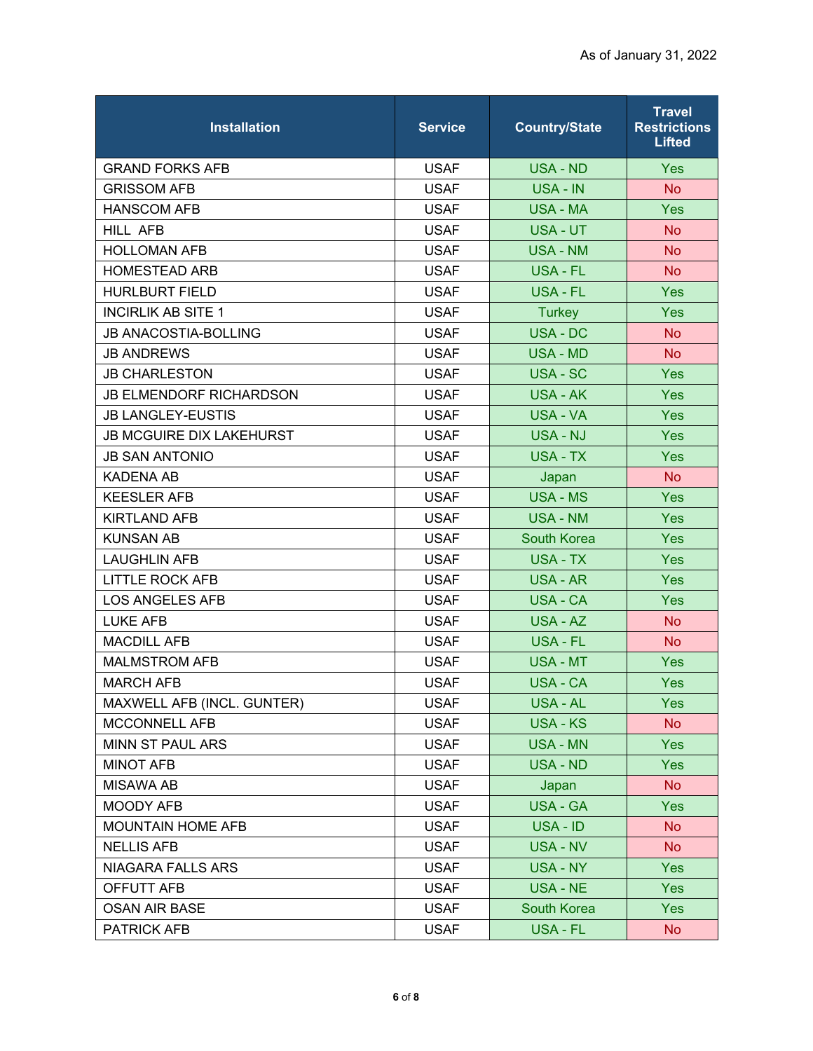As of January 31, 2022

| Installation | Service | Country/State | Travel Restrictions Lifted |
|---|---|---|---|
| GRAND FORKS AFB | USAF | USA - ND | Yes |
| GRISSOM AFB | USAF | USA - IN | No |
| HANSCOM AFB | USAF | USA - MA | Yes |
| HILL AFB | USAF | USA - UT | No |
| HOLLOMAN AFB | USAF | USA - NM | No |
| HOMESTEAD ARB | USAF | USA - FL | No |
| HURLBURT FIELD | USAF | USA - FL | Yes |
| INCIRLIK AB SITE 1 | USAF | Turkey | Yes |
| JB ANACOSTIA-BOLLING | USAF | USA - DC | No |
| JB ANDREWS | USAF | USA - MD | No |
| JB CHARLESTON | USAF | USA - SC | Yes |
| JB ELMENDORF RICHARDSON | USAF | USA - AK | Yes |
| JB LANGLEY-EUSTIS | USAF | USA - VA | Yes |
| JB MCGUIRE DIX LAKEHURST | USAF | USA - NJ | Yes |
| JB SAN ANTONIO | USAF | USA - TX | Yes |
| KADENA AB | USAF | Japan | No |
| KEESLER AFB | USAF | USA - MS | Yes |
| KIRTLAND AFB | USAF | USA - NM | Yes |
| KUNSAN AB | USAF | South Korea | Yes |
| LAUGHLIN AFB | USAF | USA - TX | Yes |
| LITTLE ROCK AFB | USAF | USA - AR | Yes |
| LOS ANGELES AFB | USAF | USA - CA | Yes |
| LUKE AFB | USAF | USA - AZ | No |
| MACDILL AFB | USAF | USA - FL | No |
| MALMSTROM AFB | USAF | USA - MT | Yes |
| MARCH AFB | USAF | USA - CA | Yes |
| MAXWELL AFB (INCL. GUNTER) | USAF | USA - AL | Yes |
| MCCONNELL AFB | USAF | USA - KS | No |
| MINN ST PAUL ARS | USAF | USA - MN | Yes |
| MINOT AFB | USAF | USA - ND | Yes |
| MISAWA AB | USAF | Japan | No |
| MOODY AFB | USAF | USA - GA | Yes |
| MOUNTAIN HOME AFB | USAF | USA - ID | No |
| NELLIS AFB | USAF | USA - NV | No |
| NIAGARA FALLS ARS | USAF | USA - NY | Yes |
| OFFUTT AFB | USAF | USA - NE | Yes |
| OSAN AIR BASE | USAF | South Korea | Yes |
| PATRICK AFB | USAF | USA - FL | No |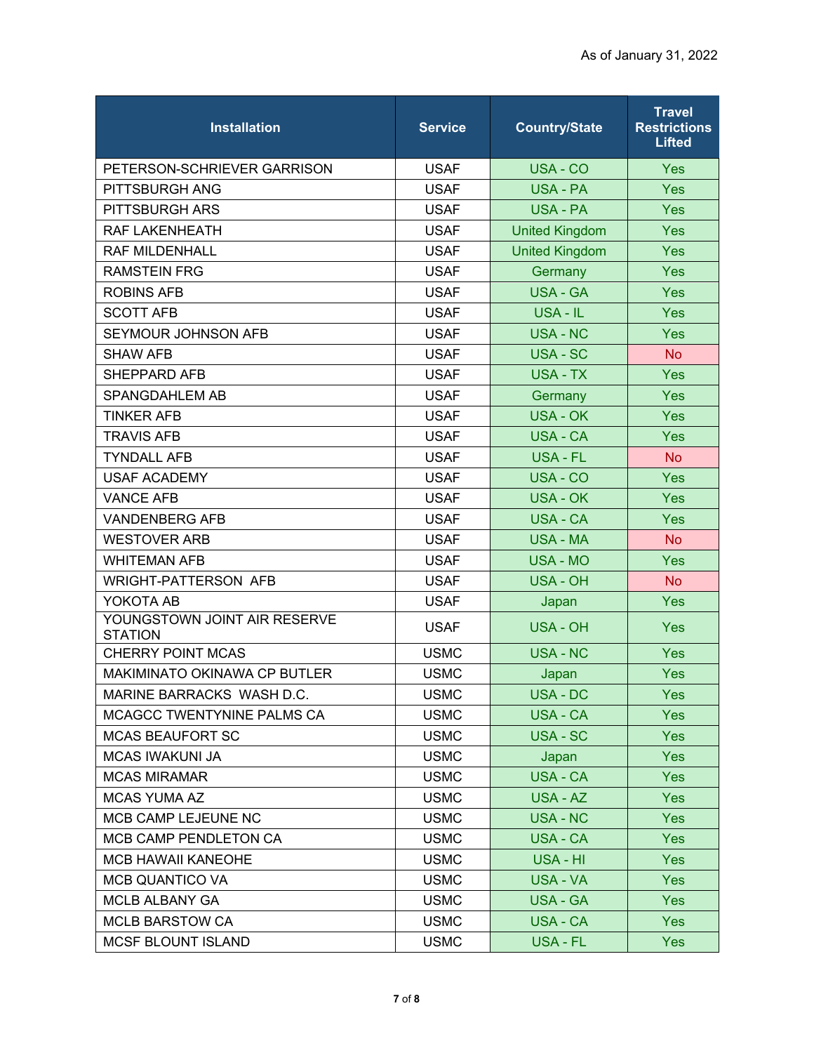As of January 31, 2022

| Installation | Service | Country/State | Travel Restrictions Lifted |
|---|---|---|---|
| PETERSON-SCHRIEVER GARRISON | USAF | USA - CO | Yes |
| PITTSBURGH ANG | USAF | USA - PA | Yes |
| PITTSBURGH ARS | USAF | USA - PA | Yes |
| RAF LAKENHEATH | USAF | United Kingdom | Yes |
| RAF MILDENHALL | USAF | United Kingdom | Yes |
| RAMSTEIN FRG | USAF | Germany | Yes |
| ROBINS AFB | USAF | USA - GA | Yes |
| SCOTT AFB | USAF | USA - IL | Yes |
| SEYMOUR JOHNSON AFB | USAF | USA - NC | Yes |
| SHAW AFB | USAF | USA - SC | No |
| SHEPPARD AFB | USAF | USA - TX | Yes |
| SPANGDAHLEM AB | USAF | Germany | Yes |
| TINKER AFB | USAF | USA - OK | Yes |
| TRAVIS AFB | USAF | USA - CA | Yes |
| TYNDALL AFB | USAF | USA - FL | No |
| USAF ACADEMY | USAF | USA - CO | Yes |
| VANCE AFB | USAF | USA - OK | Yes |
| VANDENBERG AFB | USAF | USA - CA | Yes |
| WESTOVER ARB | USAF | USA - MA | No |
| WHITEMAN AFB | USAF | USA - MO | Yes |
| WRIGHT-PATTERSON AFB | USAF | USA - OH | No |
| YOKOTA AB | USAF | Japan | Yes |
| YOUNGSTOWN JOINT AIR RESERVE STATION | USAF | USA - OH | Yes |
| CHERRY POINT MCAS | USMC | USA - NC | Yes |
| MAKIMINATO OKINAWA CP BUTLER | USMC | Japan | Yes |
| MARINE BARRACKS WASH D.C. | USMC | USA - DC | Yes |
| MCAGCC TWENTYNINE PALMS CA | USMC | USA - CA | Yes |
| MCAS BEAUFORT SC | USMC | USA - SC | Yes |
| MCAS IWAKUNI JA | USMC | Japan | Yes |
| MCAS MIRAMAR | USMC | USA - CA | Yes |
| MCAS YUMA AZ | USMC | USA - AZ | Yes |
| MCB CAMP LEJEUNE NC | USMC | USA - NC | Yes |
| MCB CAMP PENDLETON CA | USMC | USA - CA | Yes |
| MCB HAWAII KANEOHE | USMC | USA - HI | Yes |
| MCB QUANTICO VA | USMC | USA - VA | Yes |
| MCLB ALBANY GA | USMC | USA - GA | Yes |
| MCLB BARSTOW CA | USMC | USA - CA | Yes |
| MCSF BLOUNT ISLAND | USMC | USA - FL | Yes |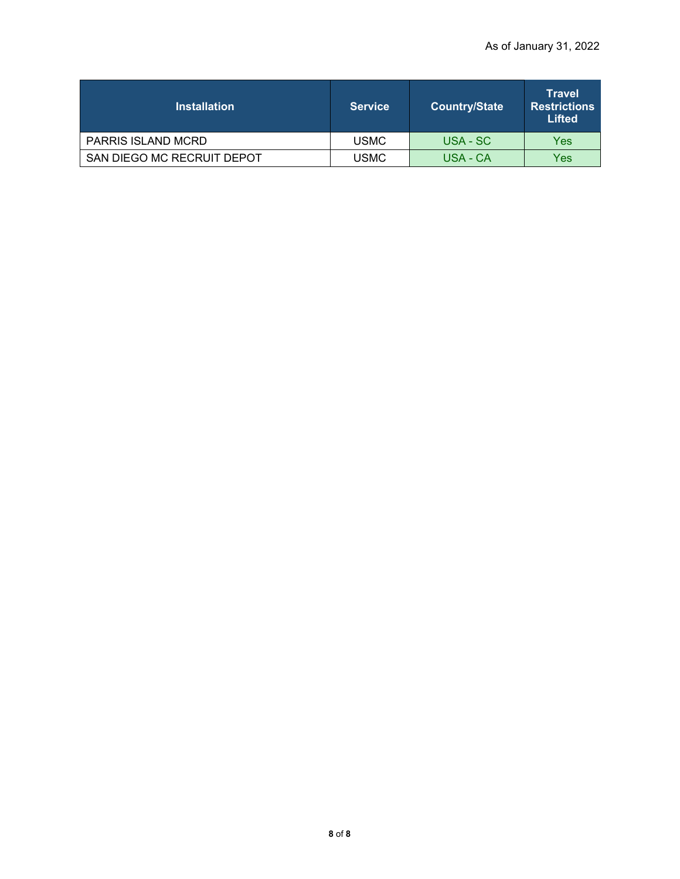As of January 31, 2022

| Installation | Service | Country/State | Travel Restrictions Lifted |
|---|---|---|---|
| PARRIS ISLAND MCRD | USMC | USA - SC | Yes |
| SAN DIEGO MC RECRUIT DEPOT | USMC | USA - CA | Yes |